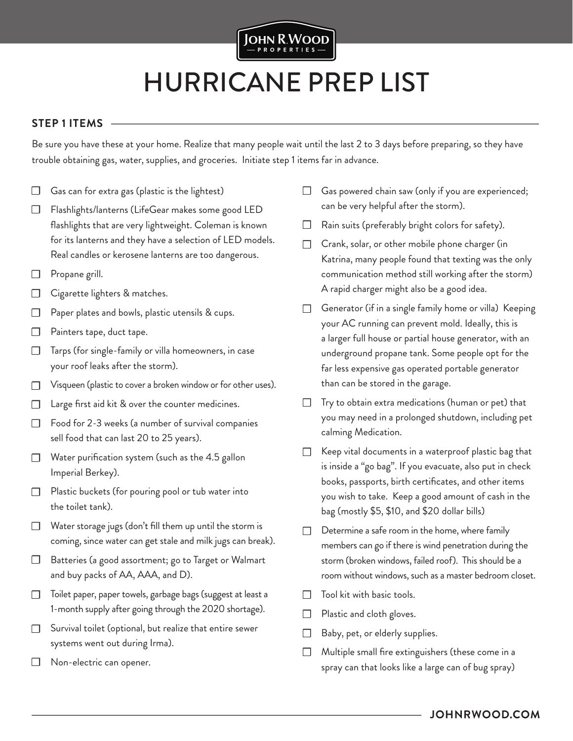JOHN R. WOOD — PROPERTIES —

# HURRICANE PREP LIST

## STEP 1 ITEMS

Be sure you have these at your home. Realize that many people wait until the last 2 to 3 days before preparing, so they have trouble obtaining gas, water, supplies, and groceries. Initiate step 1 items far in advance.

- [ ] Gas can for extra gas (plastic is the lightest)
- [ ] Flashlights/lanterns (LifeGear makes some good LED flashlights that are very lightweight. Coleman is known for its lanterns and they have a selection of LED models. Real candles or kerosene lanterns are too dangerous.
- [ ] Propane grill.
- [ ] Cigarette lighters & matches.
- [ ] Paper plates and bowls, plastic utensils & cups.
- [ ] Painters tape, duct tape.
- [ ] Tarps (for single-family or villa homeowners, in case your roof leaks after the storm).
- [ ] Visqueen (plastic to cover a broken window or for other uses).
- [ ] Large first aid kit & over the counter medicines.
- [ ] Food for 2-3 weeks (a number of survival companies sell food that can last 20 to 25 years).
- [ ] Water purification system (such as the 4.5 gallon Imperial Berkey).
- [ ] Plastic buckets (for pouring pool or tub water into the toilet tank).
- [ ] Water storage jugs (don't fill them up until the storm is coming, since water can get stale and milk jugs can break).
- [ ] Batteries (a good assortment; go to Target or Walmart and buy packs of AA, AAA, and D).
- [ ] Toilet paper, paper towels, garbage bags (suggest at least a 1-month supply after going through the 2020 shortage).
- [ ] Survival toilet (optional, but realize that entire sewer systems went out during Irma).
- [ ] Non-electric can opener.
- [ ] Gas powered chain saw (only if you are experienced; can be very helpful after the storm).
- [ ] Rain suits (preferably bright colors for safety).
- [ ] Crank, solar, or other mobile phone charger (in Katrina, many people found that texting was the only communication method still working after the storm) A rapid charger might also be a good idea.
- [ ] Generator (if in a single family home or villa) Keeping your AC running can prevent mold. Ideally, this is a larger full house or partial house generator, with an underground propane tank. Some people opt for the far less expensive gas operated portable generator than can be stored in the garage.
- [ ] Try to obtain extra medications (human or pet) that you may need in a prolonged shutdown, including pet calming Medication.
- [ ] Keep vital documents in a waterproof plastic bag that is inside a "go bag". If you evacuate, also put in check books, passports, birth certificates, and other items you wish to take. Keep a good amount of cash in the bag (mostly $5, $10, and $20 dollar bills)
- [ ] Determine a safe room in the home, where family members can go if there is wind penetration during the storm (broken windows, failed roof). This should be a room without windows, such as a master bedroom closet.
- [ ] Tool kit with basic tools.
- [ ] Plastic and cloth gloves.
- [ ] Baby, pet, or elderly supplies.
- [ ] Multiple small fire extinguishers (these come in a spray can that looks like a large can of bug spray)

JOHNRWOOD.COM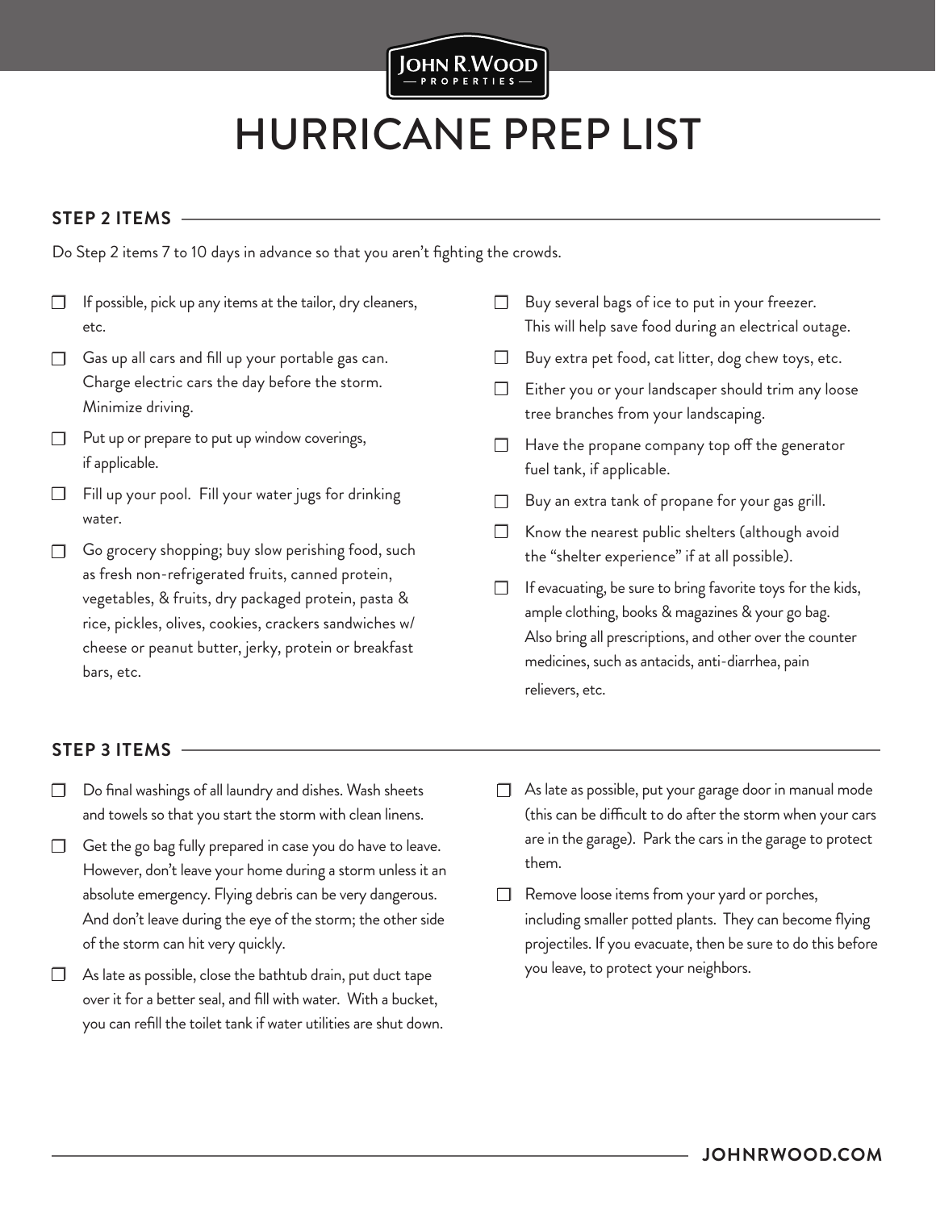# HURRICANE PREP LIST

## STEP 2 ITEMS

Do Step 2 items 7 to 10 days in advance so that you aren't fighting the crowds.

- ☐ If possible, pick up any items at the tailor, dry cleaners, etc.
- ☐ Gas up all cars and fill up your portable gas can. Charge electric cars the day before the storm. Minimize driving.
- ☐ Put up or prepare to put up window coverings, if applicable.
- ☐ Fill up your pool. Fill your water jugs for drinking water.
- ☐ Go grocery shopping; buy slow perishing food, such as fresh non-refrigerated fruits, canned protein, vegetables, & fruits, dry packaged protein, pasta & rice, pickles, olives, cookies, crackers sandwiches w/ cheese or peanut butter, jerky, protein or breakfast bars, etc.
- ☐ Buy several bags of ice to put in your freezer. This will help save food during an electrical outage.
- ☐ Buy extra pet food, cat litter, dog chew toys, etc.
- ☐ Either you or your landscaper should trim any loose tree branches from your landscaping.
- ☐ Have the propane company top off the generator fuel tank, if applicable.
- ☐ Buy an extra tank of propane for your gas grill.
- ☐ Know the nearest public shelters (although avoid the "shelter experience" if at all possible).
- ☐ If evacuating, be sure to bring favorite toys for the kids, ample clothing, books & magazines & your go bag. Also bring all prescriptions, and other over the counter medicines, such as antacids, anti-diarrhea, pain relievers, etc.

## STEP 3 ITEMS

- ☐ Do final washings of all laundry and dishes. Wash sheets and towels so that you start the storm with clean linens.
- ☐ Get the go bag fully prepared in case you do have to leave. However, don't leave your home during a storm unless it an absolute emergency. Flying debris can be very dangerous. And don't leave during the eye of the storm; the other side of the storm can hit very quickly.
- ☐ As late as possible, close the bathtub drain, put duct tape over it for a better seal, and fill with water. With a bucket, you can refill the toilet tank if water utilities are shut down.
- ☐ As late as possible, put your garage door in manual mode (this can be difficult to do after the storm when your cars are in the garage). Park the cars in the garage to protect them.
- ☐ Remove loose items from your yard or porches, including smaller potted plants. They can become flying projectiles. If you evacuate, then be sure to do this before you leave, to protect your neighbors.